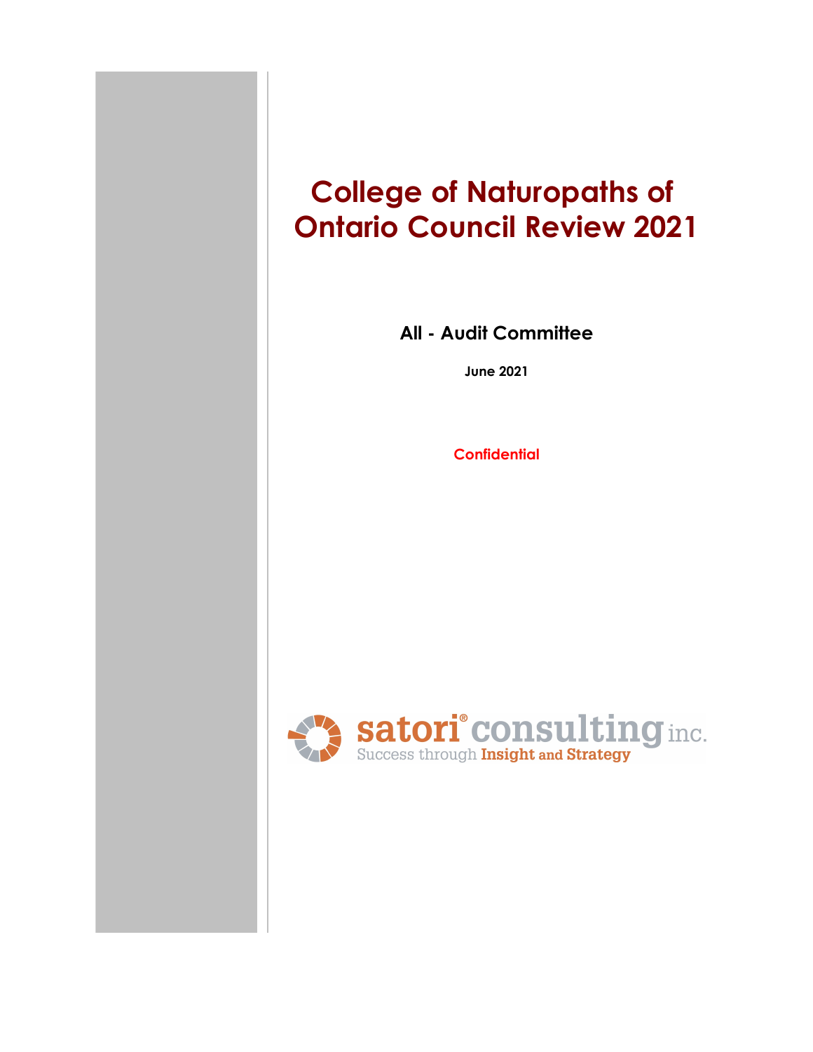# College of Naturopaths of Ontario Council Review 2021

**All - Audit Committee**

**June 2021**

**Confidential**

satori® consulting inc.
Success through Insight and Strategy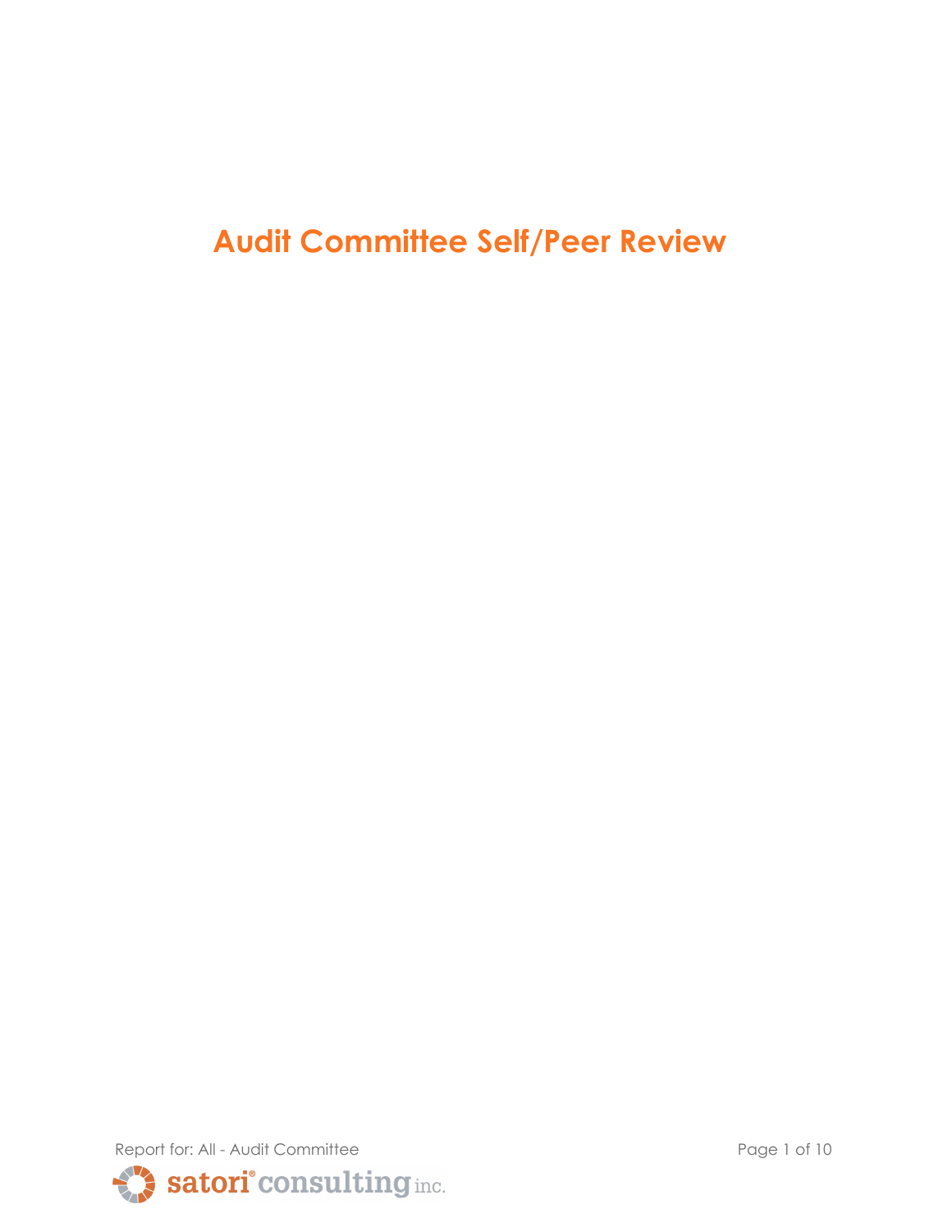# Audit Committee Self/Peer Review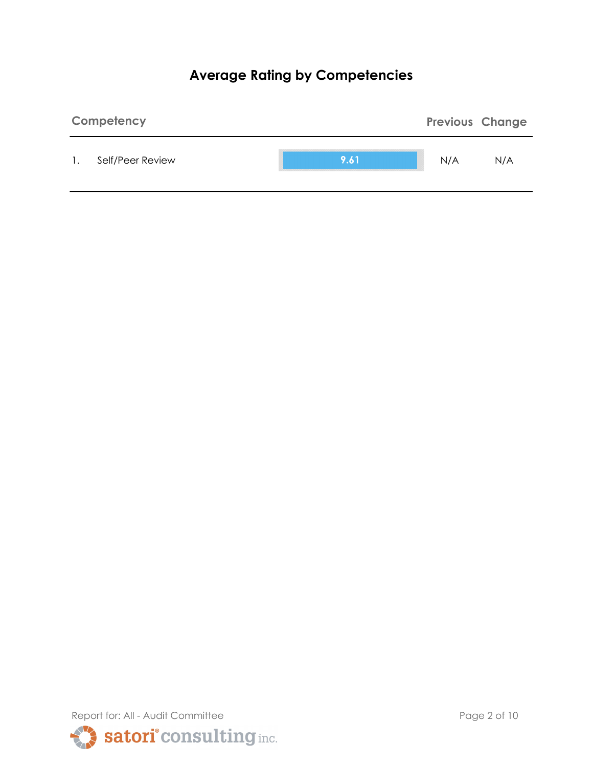# Average Rating by Competencies

| Competency | | | Previous | Change |
| --- | --- | --- | --- | --- |
| 1. | Self/Peer Review | 9.61 | N/A | N/A |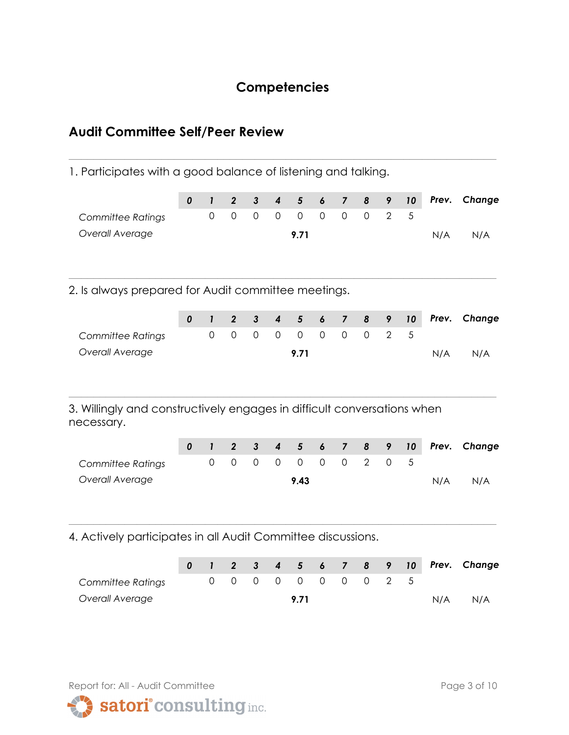# Competencies

## Audit Committee Self/Peer Review

1. Participates with a good balance of listening and talking.

| | 0 | 1 | 2 | 3 | 4 | 5 | 6 | 7 | 8 | 9 | 10 | Prev. | Change |
|---|---|---|---|---|---|---|---|---|---|---|---|---|---|
| *Committee Ratings* | | 0 | 0 | 0 | 0 | 0 | 0 | 0 | 0 | 2 | 5 | | |
| *Overall Average* | | | | | | **9.71** | | | | | | N/A | N/A |

2. Is always prepared for Audit committee meetings.

| | 0 | 1 | 2 | 3 | 4 | 5 | 6 | 7 | 8 | 9 | 10 | Prev. | Change |
|---|---|---|---|---|---|---|---|---|---|---|---|---|---|
| *Committee Ratings* | | 0 | 0 | 0 | 0 | 0 | 0 | 0 | 0 | 2 | 5 | | |
| *Overall Average* | | | | | | **9.71** | | | | | | N/A | N/A |

3. Willingly and constructively engages in difficult conversations when necessary.

| | 0 | 1 | 2 | 3 | 4 | 5 | 6 | 7 | 8 | 9 | 10 | Prev. | Change |
|---|---|---|---|---|---|---|---|---|---|---|---|---|---|
| *Committee Ratings* | | 0 | 0 | 0 | 0 | 0 | 0 | 0 | 2 | 0 | 5 | | |
| *Overall Average* | | | | | | **9.43** | | | | | | N/A | N/A |

4. Actively participates in all Audit Committee discussions.

| | 0 | 1 | 2 | 3 | 4 | 5 | 6 | 7 | 8 | 9 | 10 | Prev. | Change |
|---|---|---|---|---|---|---|---|---|---|---|---|---|---|
| *Committee Ratings* | | 0 | 0 | 0 | 0 | 0 | 0 | 0 | 0 | 2 | 5 | | |
| *Overall Average* | | | | | | **9.71** | | | | | | N/A | N/A |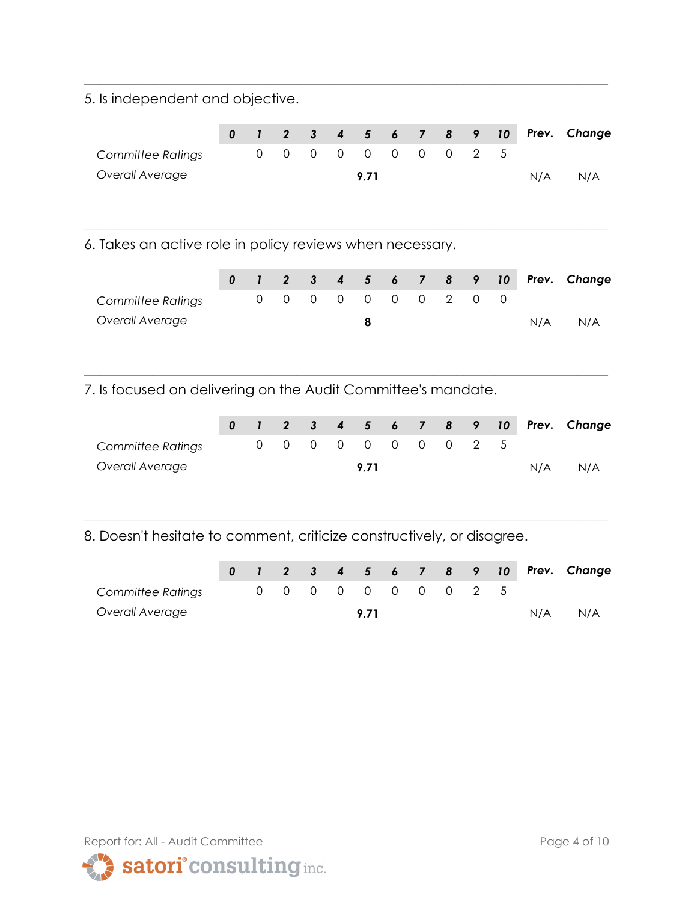5. Is independent and objective.

| | 0 | 1 | 2 | 3 | 4 | 5 | 6 | 7 | 8 | 9 | 10 | Prev. | Change |
|---|---|---|---|---|---|---|---|---|---|---|---|---|---|
| *Committee Ratings* | | 0 | 0 | 0 | 0 | 0 | 0 | 0 | 0 | 2 | 5 | | |
| *Overall Average* | | | | | | **9.71** | | | | | | N/A | N/A |

6. Takes an active role in policy reviews when necessary.

| | 0 | 1 | 2 | 3 | 4 | 5 | 6 | 7 | 8 | 9 | 10 | Prev. | Change |
|---|---|---|---|---|---|---|---|---|---|---|---|---|---|
| *Committee Ratings* | | 0 | 0 | 0 | 0 | 0 | 0 | 0 | 2 | 0 | 0 | | |
| *Overall Average* | | | | | | **8** | | | | | | N/A | N/A |

7. Is focused on delivering on the Audit Committee's mandate.

| | 0 | 1 | 2 | 3 | 4 | 5 | 6 | 7 | 8 | 9 | 10 | Prev. | Change |
|---|---|---|---|---|---|---|---|---|---|---|---|---|---|
| *Committee Ratings* | | 0 | 0 | 0 | 0 | 0 | 0 | 0 | 0 | 2 | 5 | | |
| *Overall Average* | | | | | | **9.71** | | | | | | N/A | N/A |

8. Doesn't hesitate to comment, criticize constructively, or disagree.

| | 0 | 1 | 2 | 3 | 4 | 5 | 6 | 7 | 8 | 9 | 10 | Prev. | Change |
|---|---|---|---|---|---|---|---|---|---|---|---|---|---|
| *Committee Ratings* | | 0 | 0 | 0 | 0 | 0 | 0 | 0 | 0 | 2 | 5 | | |
| *Overall Average* | | | | | | **9.71** | | | | | | N/A | N/A |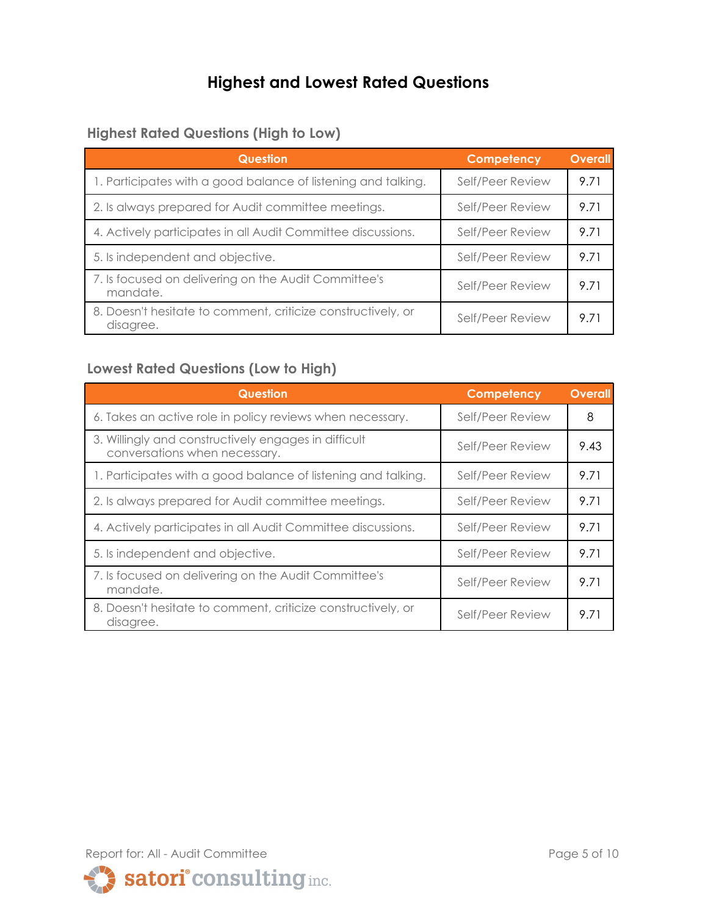# Highest and Lowest Rated Questions

## Highest Rated Questions (High to Low)

| Question | Competency | Overall |
|---|---|---|
| 1. Participates with a good balance of listening and talking. | Self/Peer Review | 9.71 |
| 2. Is always prepared for Audit committee meetings. | Self/Peer Review | 9.71 |
| 4. Actively participates in all Audit Committee discussions. | Self/Peer Review | 9.71 |
| 5. Is independent and objective. | Self/Peer Review | 9.71 |
| 7. Is focused on delivering on the Audit Committee's mandate. | Self/Peer Review | 9.71 |
| 8. Doesn't hesitate to comment, criticize constructively, or disagree. | Self/Peer Review | 9.71 |

## Lowest Rated Questions (Low to High)

| Question | Competency | Overall |
|---|---|---|
| 6. Takes an active role in policy reviews when necessary. | Self/Peer Review | 8 |
| 3. Willingly and constructively engages in difficult conversations when necessary. | Self/Peer Review | 9.43 |
| 1. Participates with a good balance of listening and talking. | Self/Peer Review | 9.71 |
| 2. Is always prepared for Audit committee meetings. | Self/Peer Review | 9.71 |
| 4. Actively participates in all Audit Committee discussions. | Self/Peer Review | 9.71 |
| 5. Is independent and objective. | Self/Peer Review | 9.71 |
| 7. Is focused on delivering on the Audit Committee's mandate. | Self/Peer Review | 9.71 |
| 8. Doesn't hesitate to comment, criticize constructively, or disagree. | Self/Peer Review | 9.71 |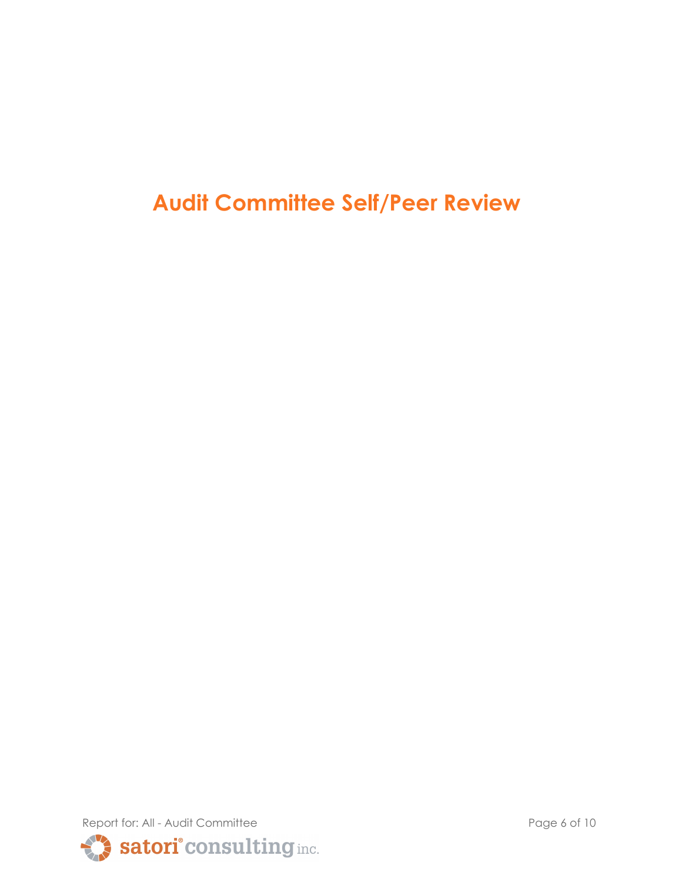# Audit Committee Self/Peer Review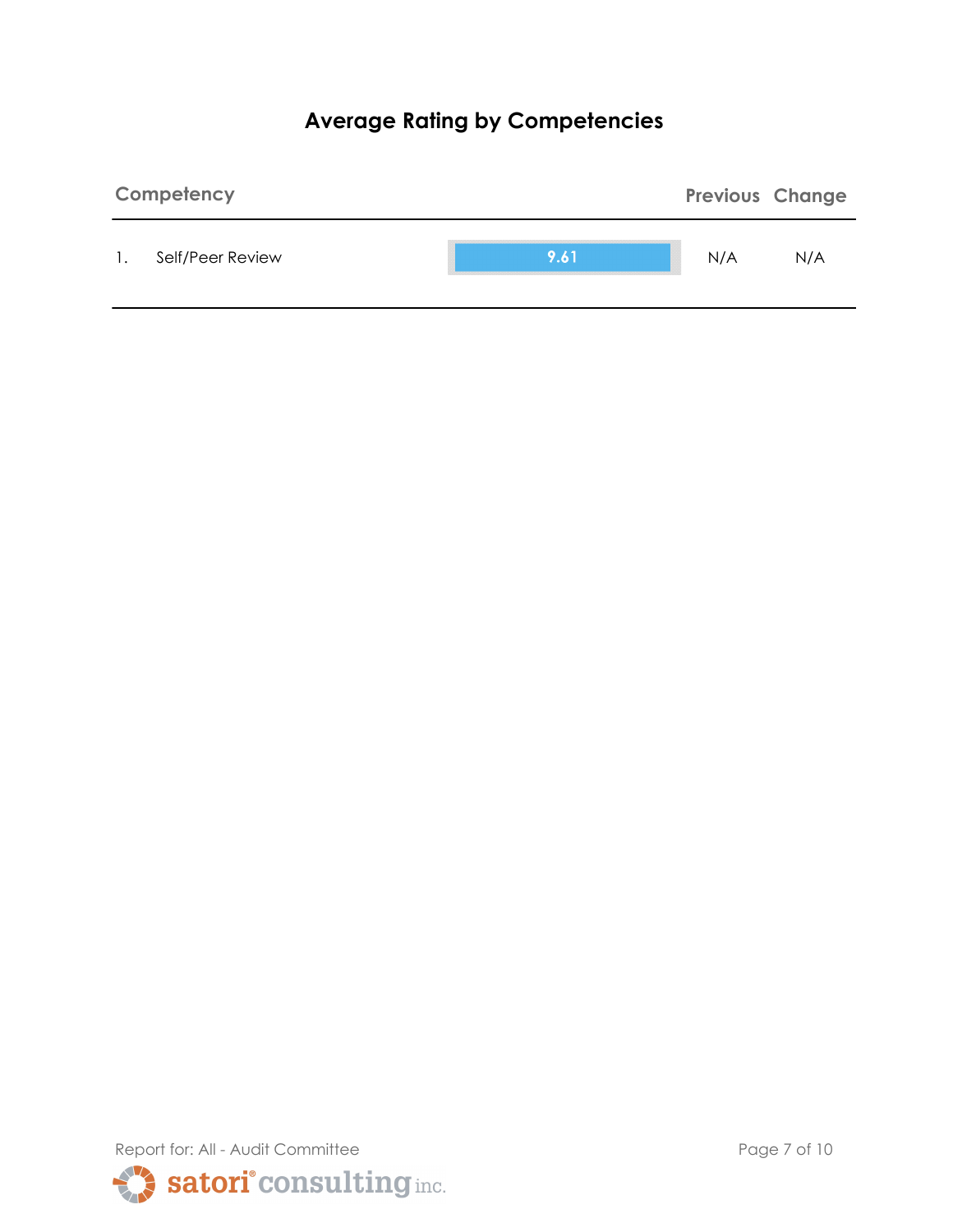# Average Rating by Competencies

| Competency | | | Previous | Change |
|---|---|---|---|---|
| 1. | Self/Peer Review | 9.61 | N/A | N/A |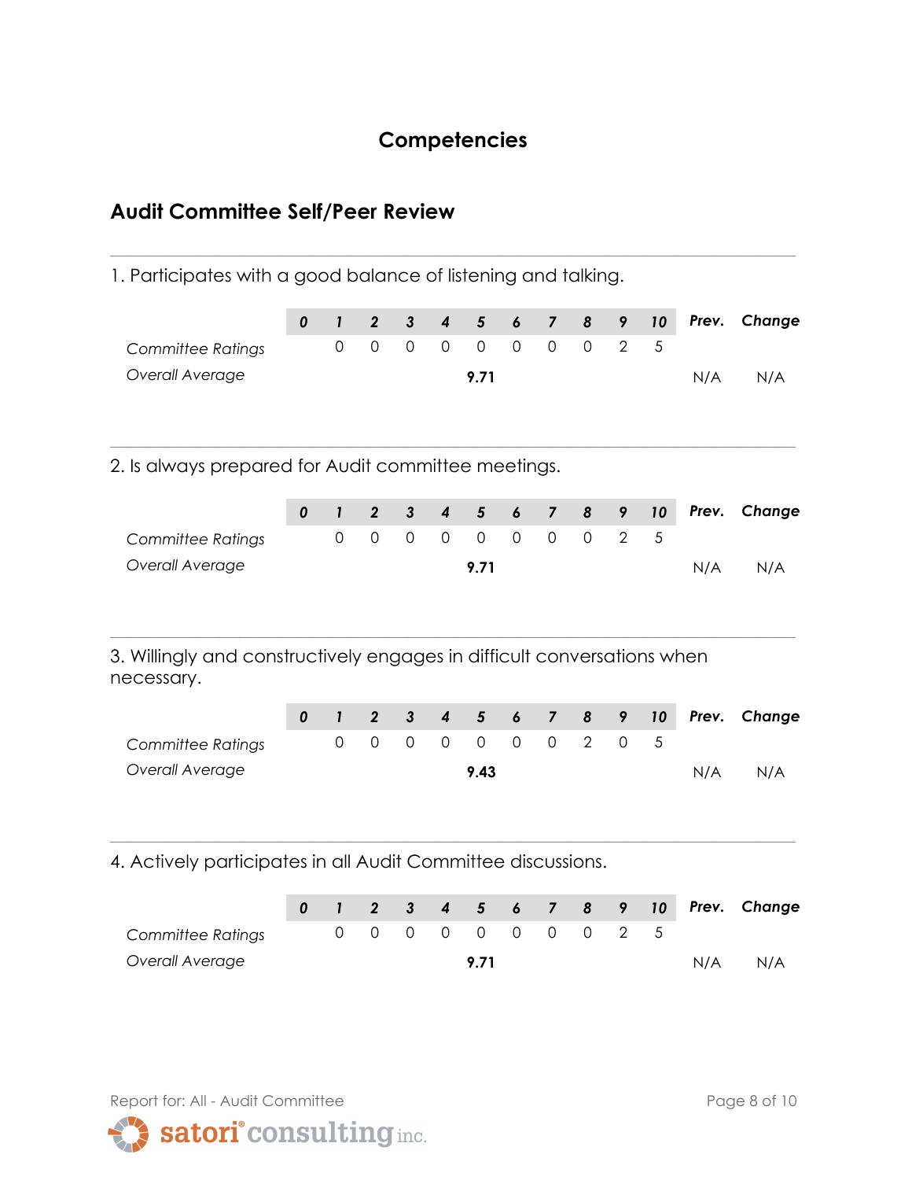# Competencies

## Audit Committee Self/Peer Review

1. Participates with a good balance of listening and talking.

| | 0 | 1 | 2 | 3 | 4 | 5 | 6 | 7 | 8 | 9 | 10 | Prev. | Change |
|---|---|---|---|---|---|---|---|---|---|---|---|---|---|
| *Committee Ratings* | | 0 | 0 | 0 | 0 | 0 | 0 | 0 | 0 | 2 | 5 | | |
| *Overall Average* | | | | | | **9.71** | | | | | | N/A | N/A |

2. Is always prepared for Audit committee meetings.

| | 0 | 1 | 2 | 3 | 4 | 5 | 6 | 7 | 8 | 9 | 10 | Prev. | Change |
|---|---|---|---|---|---|---|---|---|---|---|---|---|---|
| *Committee Ratings* | | 0 | 0 | 0 | 0 | 0 | 0 | 0 | 0 | 2 | 5 | | |
| *Overall Average* | | | | | | **9.71** | | | | | | N/A | N/A |

3. Willingly and constructively engages in difficult conversations when necessary.

| | 0 | 1 | 2 | 3 | 4 | 5 | 6 | 7 | 8 | 9 | 10 | Prev. | Change |
|---|---|---|---|---|---|---|---|---|---|---|---|---|---|
| *Committee Ratings* | | 0 | 0 | 0 | 0 | 0 | 0 | 0 | 2 | 0 | 5 | | |
| *Overall Average* | | | | | | **9.43** | | | | | | N/A | N/A |

4. Actively participates in all Audit Committee discussions.

| | 0 | 1 | 2 | 3 | 4 | 5 | 6 | 7 | 8 | 9 | 10 | Prev. | Change |
|---|---|---|---|---|---|---|---|---|---|---|---|---|---|
| *Committee Ratings* | | 0 | 0 | 0 | 0 | 0 | 0 | 0 | 0 | 2 | 5 | | |
| *Overall Average* | | | | | | **9.71** | | | | | | N/A | N/A |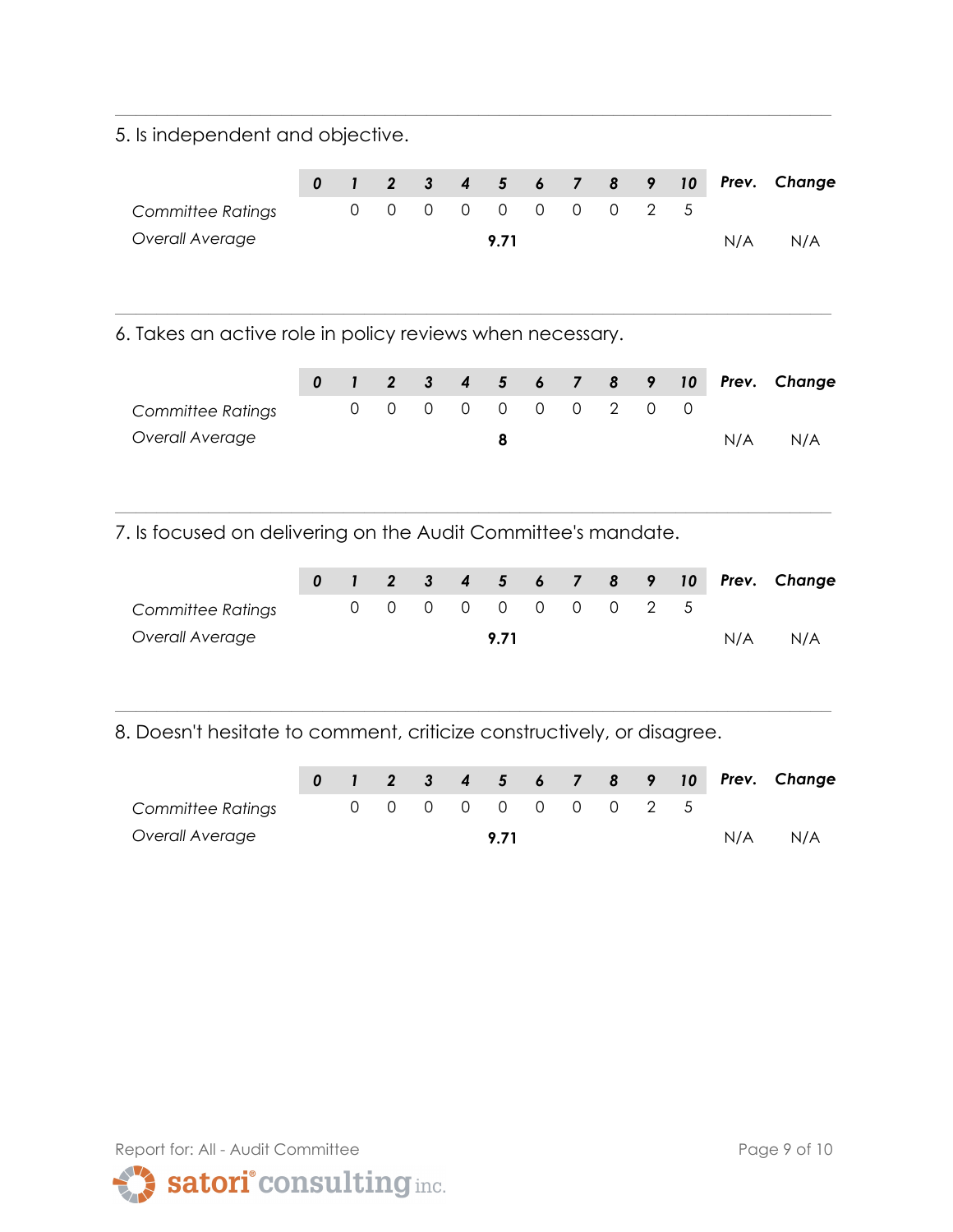5. Is independent and objective.

| | 0 | 1 | 2 | 3 | 4 | 5 | 6 | 7 | 8 | 9 | 10 | Prev. | Change |
|---|---|---|---|---|---|---|---|---|---|---|---|---|---|
| *Committee Ratings* | | 0 | 0 | 0 | 0 | 0 | 0 | 0 | 0 | 2 | 5 | | |
| *Overall Average* | | | | | | **9.71** | | | | | | N/A | N/A |

6. Takes an active role in policy reviews when necessary.

| | 0 | 1 | 2 | 3 | 4 | 5 | 6 | 7 | 8 | 9 | 10 | Prev. | Change |
|---|---|---|---|---|---|---|---|---|---|---|---|---|---|
| *Committee Ratings* | | 0 | 0 | 0 | 0 | 0 | 0 | 0 | 2 | 0 | 0 | | |
| *Overall Average* | | | | | | **8** | | | | | | N/A | N/A |

7. Is focused on delivering on the Audit Committee's mandate.

| | 0 | 1 | 2 | 3 | 4 | 5 | 6 | 7 | 8 | 9 | 10 | Prev. | Change |
|---|---|---|---|---|---|---|---|---|---|---|---|---|---|
| *Committee Ratings* | | 0 | 0 | 0 | 0 | 0 | 0 | 0 | 0 | 2 | 5 | | |
| *Overall Average* | | | | | | **9.71** | | | | | | N/A | N/A |

8. Doesn't hesitate to comment, criticize constructively, or disagree.

| | 0 | 1 | 2 | 3 | 4 | 5 | 6 | 7 | 8 | 9 | 10 | Prev. | Change |
|---|---|---|---|---|---|---|---|---|---|---|---|---|---|
| *Committee Ratings* | | 0 | 0 | 0 | 0 | 0 | 0 | 0 | 0 | 2 | 5 | | |
| *Overall Average* | | | | | | **9.71** | | | | | | N/A | N/A |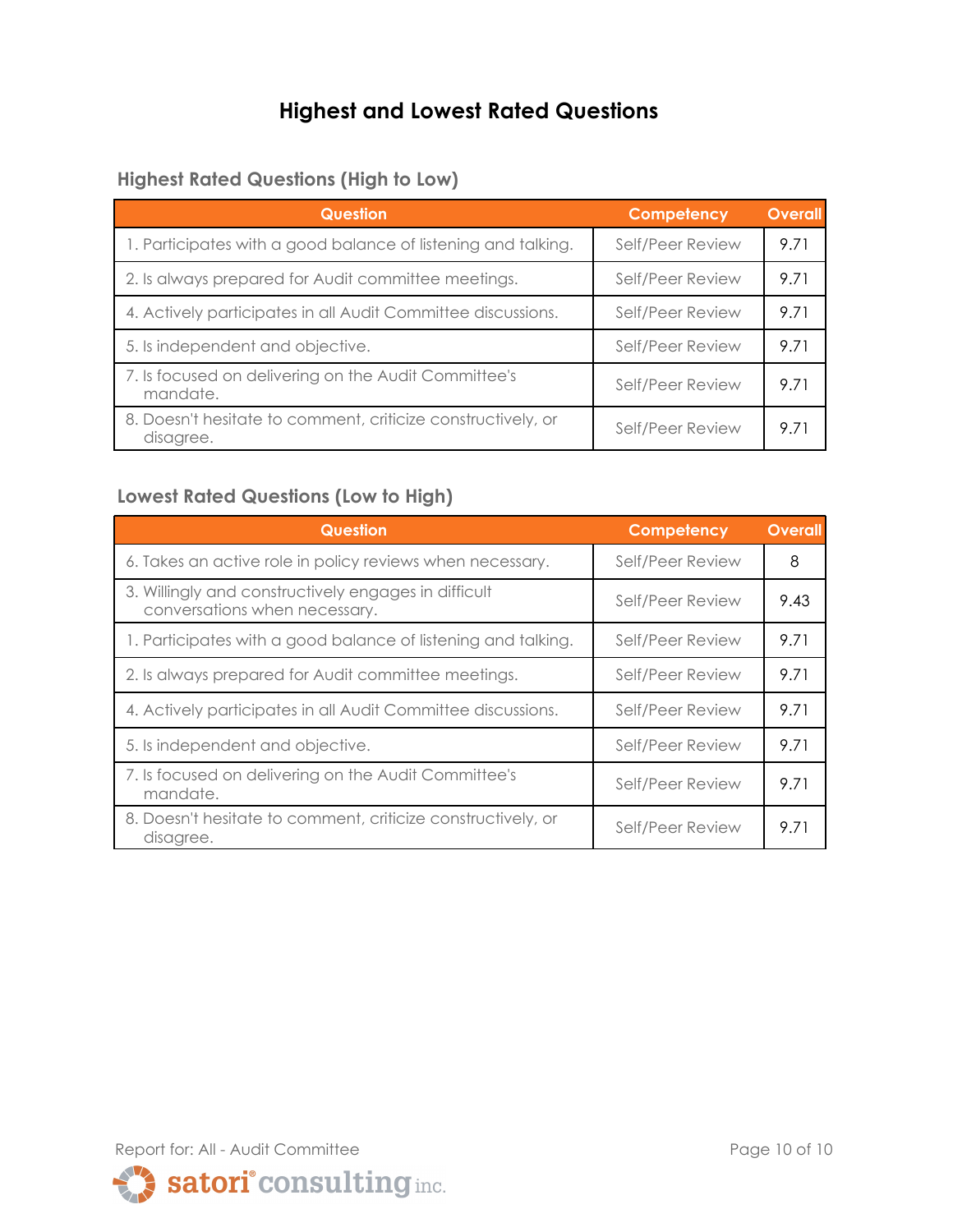# Highest and Lowest Rated Questions

## Highest Rated Questions (High to Low)

| Question | Competency | Overall |
| --- | --- | --- |
| 1. Participates with a good balance of listening and talking. | Self/Peer Review | 9.71 |
| 2. Is always prepared for Audit committee meetings. | Self/Peer Review | 9.71 |
| 4. Actively participates in all Audit Committee discussions. | Self/Peer Review | 9.71 |
| 5. Is independent and objective. | Self/Peer Review | 9.71 |
| 7. Is focused on delivering on the Audit Committee's mandate. | Self/Peer Review | 9.71 |
| 8. Doesn't hesitate to comment, criticize constructively, or disagree. | Self/Peer Review | 9.71 |

## Lowest Rated Questions (Low to High)

| Question | Competency | Overall |
| --- | --- | --- |
| 6. Takes an active role in policy reviews when necessary. | Self/Peer Review | 8 |
| 3. Willingly and constructively engages in difficult conversations when necessary. | Self/Peer Review | 9.43 |
| 1. Participates with a good balance of listening and talking. | Self/Peer Review | 9.71 |
| 2. Is always prepared for Audit committee meetings. | Self/Peer Review | 9.71 |
| 4. Actively participates in all Audit Committee discussions. | Self/Peer Review | 9.71 |
| 5. Is independent and objective. | Self/Peer Review | 9.71 |
| 7. Is focused on delivering on the Audit Committee's mandate. | Self/Peer Review | 9.71 |
| 8. Doesn't hesitate to comment, criticize constructively, or disagree. | Self/Peer Review | 9.71 |